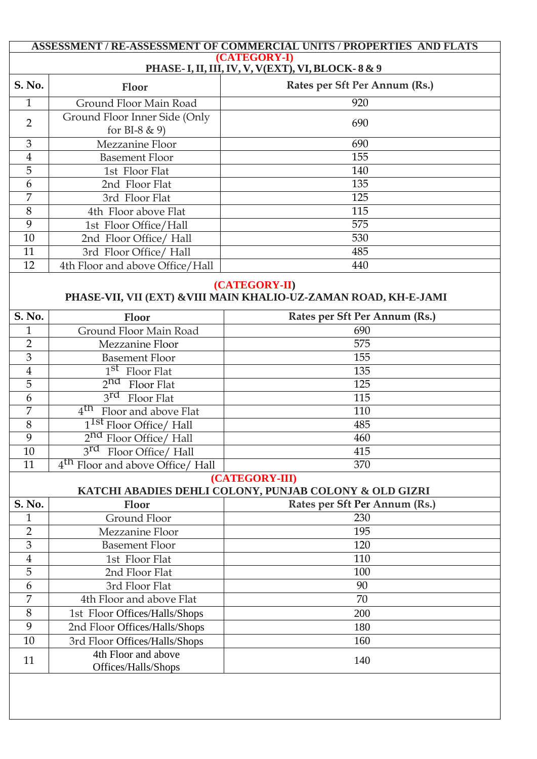## ASSESSMENT / RE-ASSESSMENT OF COMMERCIAL UNITS / PROPERTIES AND FLATS

### (CATEGORY-I)

### PHASE- I, II, III, IV, V, V(EXT), VI, BLOCK- 8 & 9

| S. No. | Floor | Rates per Sft Per Annum (Rs.) |
|---|---|---|
| 1 | Ground Floor Main Road | 920 |
| 2 | Ground Floor Inner Side (Only for BI-8 & 9) | 690 |
| 3 | Mezzanine Floor | 690 |
| 4 | Basement Floor | 155 |
| 5 | 1st Floor Flat | 140 |
| 6 | 2nd Floor Flat | 135 |
| 7 | 3rd Floor Flat | 125 |
| 8 | 4th Floor above Flat | 115 |
| 9 | 1st Floor Office/Hall | 575 |
| 10 | 2nd Floor Office/ Hall | 530 |
| 11 | 3rd Floor Office/ Hall | 485 |
| 12 | 4th Floor and above Office/Hall | 440 |

### (CATEGORY-II)

### PHASE-VII, VII (EXT) &VIII MAIN KHALIO-UZ-ZAMAN ROAD, KH-E-JAMI

| S. No. | Floor | Rates per Sft Per Annum (Rs.) |
|---|---|---|
| 1 | Ground Floor Main Road | 690 |
| 2 | Mezzanine Floor | 575 |
| 3 | Basement Floor | 155 |
| 4 | 1st Floor Flat | 135 |
| 5 | 2nd Floor Flat | 125 |
| 6 | 3rd Floor Flat | 115 |
| 7 | 4th Floor and above Flat | 110 |
| 8 | 1st Floor Office/ Hall | 485 |
| 9 | 2nd Floor Office/ Hall | 460 |
| 10 | 3rd Floor Office/ Hall | 415 |
| 11 | 4th Floor and above Office/ Hall | 370 |

### (CATEGORY-III)

### KATCHI ABADIES DEHLI COLONY, PUNJAB COLONY & OLD GIZRI

| S. No. | Floor | Rates per Sft Per Annum (Rs.) |
|---|---|---|
| 1 | Ground Floor | 230 |
| 2 | Mezzanine Floor | 195 |
| 3 | Basement Floor | 120 |
| 4 | 1st Floor Flat | 110 |
| 5 | 2nd Floor Flat | 100 |
| 6 | 3rd Floor Flat | 90 |
| 7 | 4th Floor and above Flat | 70 |
| 8 | 1st Floor Offices/Halls/Shops | 200 |
| 9 | 2nd Floor Offices/Halls/Shops | 180 |
| 10 | 3rd Floor Offices/Halls/Shops | 160 |
| 11 | 4th Floor and above Offices/Halls/Shops | 140 |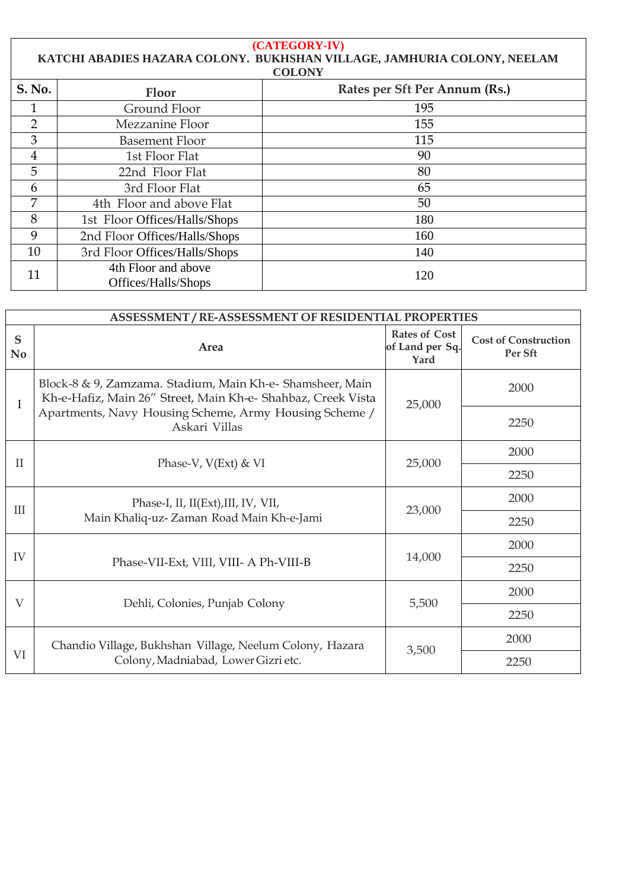| (CATEGORY-IV) KATCHI ABADIES HAZARA COLONY. BUKHSHAN VILLAGE, JAMHURIA COLONY, NEELAM COLONY | | |
|---|---|---|
| **S. No.** | **Floor** | **Rates per Sft Per Annum (Rs.)** |
| 1 | Ground Floor | 195 |
| 2 | Mezzanine Floor | 155 |
| 3 | Basement Floor | 115 |
| 4 | 1st Floor Flat | 90 |
| 5 | 22nd Floor Flat | 80 |
| 6 | 3rd Floor Flat | 65 |
| 7 | 4th Floor and above Flat | 50 |
| 8 | 1st Floor Offices/Halls/Shops | 180 |
| 9 | 2nd Floor Offices/Halls/Shops | 160 |
| 10 | 3rd Floor Offices/Halls/Shops | 140 |
| 11 | 4th Floor and above Offices/Halls/Shops | 120 |

| ASSESSMENT / RE-ASSESSMENT OF RESIDENTIAL PROPERTIES | | | |
|---|---|---|---|
| **S No** | **Area** | **Rates of Cost of Land per Sq. Yard** | **Cost of Construction Per Sft** |
| I | Block-8 & 9, Zamzama. Stadium, Main Kh-e- Shamsheer, Main Kh-e-Hafiz, Main 26" Street, Main Kh-e- Shahbaz, Creek Vista Apartments, Navy Housing Scheme, Army Housing Scheme / Askari Villas | 25,000 | 2000 |
| | | | 2250 |
| II | Phase-V, V(Ext) & VI | 25,000 | 2000 |
| | | | 2250 |
| III | Phase-I, II, II(Ext),III, IV, VII, Main Khaliq-uz- Zaman Road Main Kh-e-Jami | 23,000 | 2000 |
| | | | 2250 |
| IV | Phase-VII-Ext, VIII, VIII- A Ph-VIII-B | 14,000 | 2000 |
| | | | 2250 |
| V | Dehli, Colonies, Punjab Colony | 5,500 | 2000 |
| | | | 2250 |
| VI | Chandio Village, Bukhshan Village, Neelum Colony, Hazara Colony, Madniabad, Lower Gizri etc. | 3,500 | 2000 |
| | | | 2250 |